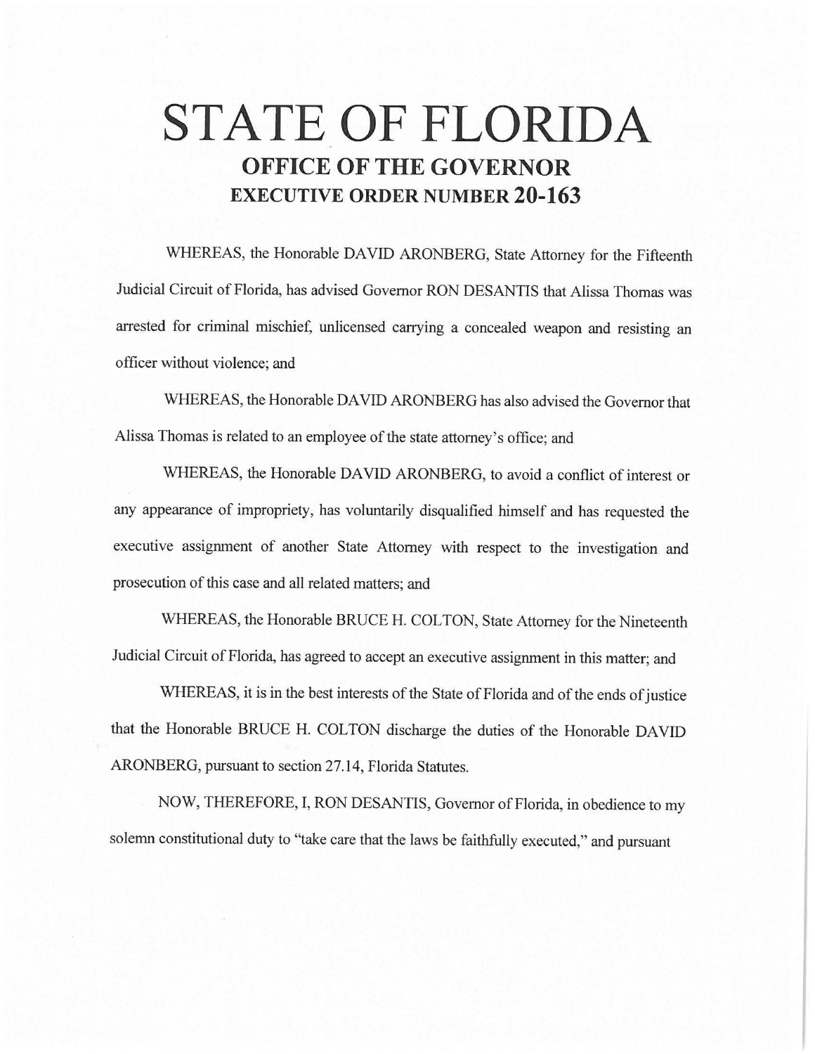# STATE OF FLORIDA

## OFFICE OF THE GOVERNOR

## EXECUTIVE ORDER NUMBER 20-163

WHEREAS, the Honorable DAVID ARONBERG, State Attorney for the Fifteenth Judicial Circuit of Florida, has advised Governor RON DESANTIS that Alissa Thomas was arrested for criminal mischief, unlicensed carrying a concealed weapon and resisting an officer without violence; and

WHEREAS, the Honorable DAVID ARONBERG has also advised the Governor that Alissa Thomas is related to an employee of the state attorney's office; and

WHEREAS, the Honorable DAVID ARONBERG, to avoid a conflict of interest or any appearance of impropriety, has voluntarily disqualified himself and has requested the executive assignment of another State Attorney with respect to the investigation and prosecution of this case and all related matters; and

WHEREAS, the Honorable BRUCE H. COLTON, State Attorney for the Nineteenth Judicial Circuit of Florida, has agreed to accept an executive assignment in this matter; and

WHEREAS, it is in the best interests of the State of Florida and of the ends of justice that the Honorable BRUCE H. COLTON discharge the duties of the Honorable DAVID ARONBERG, pursuant to section 27.14, Florida Statutes.

NOW, THEREFORE, I, RON DESANTIS, Governor of Florida, in obedience to my solemn constitutional duty to "take care that the laws be faithfully executed," and pursuant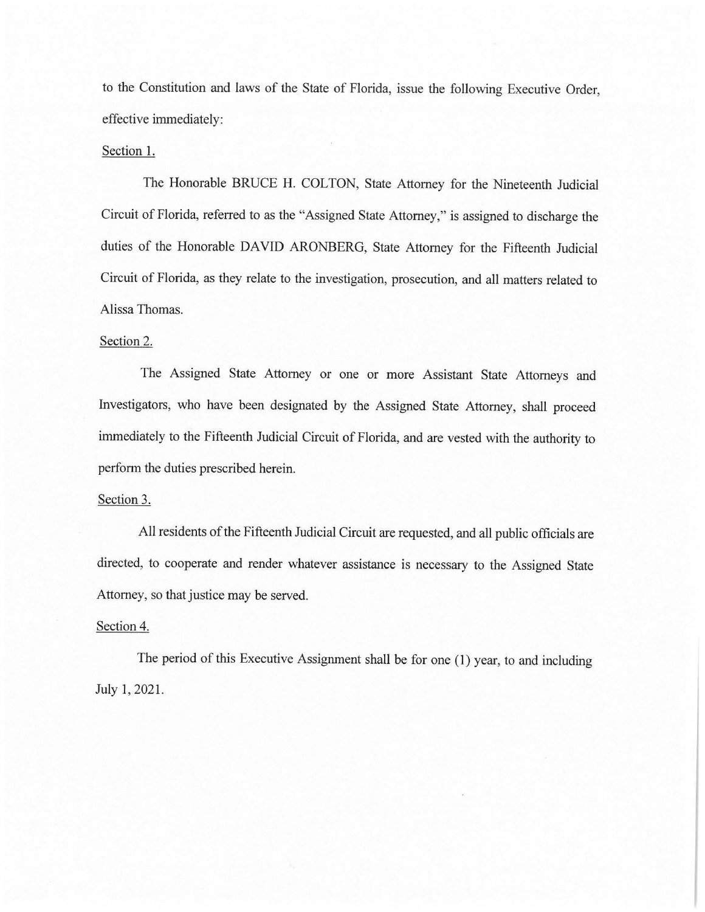to the Constitution and laws of the State of Florida, issue the following Executive Order, effective immediately:

Section 1.

The Honorable BRUCE H. COLTON, State Attorney for the Nineteenth Judicial Circuit of Florida, referred to as the "Assigned State Attorney," is assigned to discharge the duties of the Honorable DAVID ARONBERG, State Attorney for the Fifteenth Judicial Circuit of Florida, as they relate to the investigation, prosecution, and all matters related to Alissa Thomas.

Section 2.

The Assigned State Attorney or one or more Assistant State Attorneys and Investigators, who have been designated by the Assigned State Attorney, shall proceed immediately to the Fifteenth Judicial Circuit of Florida, and are vested with the authority to perform the duties prescribed herein.

Section 3.

All residents of the Fifteenth Judicial Circuit are requested, and all public officials are directed, to cooperate and render whatever assistance is necessary to the Assigned State Attorney, so that justice may be served.

Section 4.

The period of this Executive Assignment shall be for one (1) year, to and including July 1, 2021.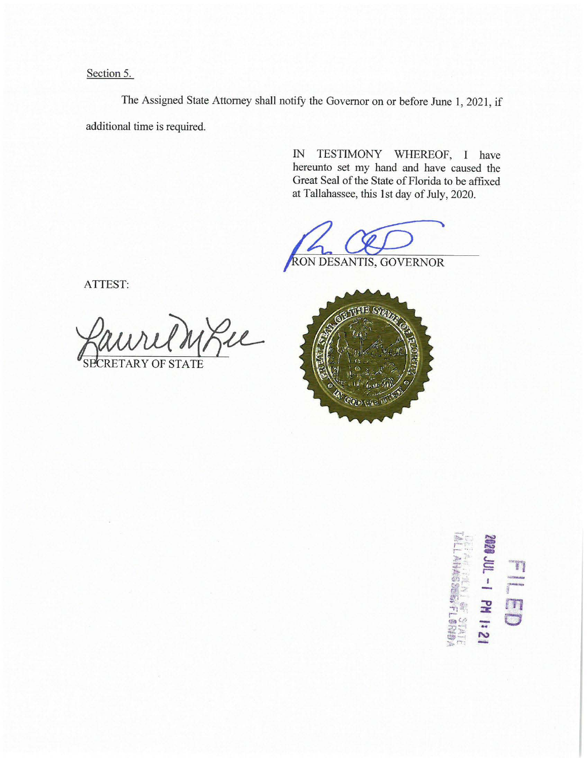Section 5.

The Assigned State Attorney shall notify the Governor on or before June 1, 2021, if additional time is required.

IN TESTIMONY WHEREOF, I have hereunto set my hand and have caused the Great Seal of the State of Florida to be affixed at Tallahassee, this 1st day of July, 2020.

RON DESANTIS, GOVERNOR

ATTEST:

SECRETARY OF STATE

FILED

2020 JUL -1 PM 1:21

DEPARTMENT OF STATE
TALLAHASSEE, FLORIDA